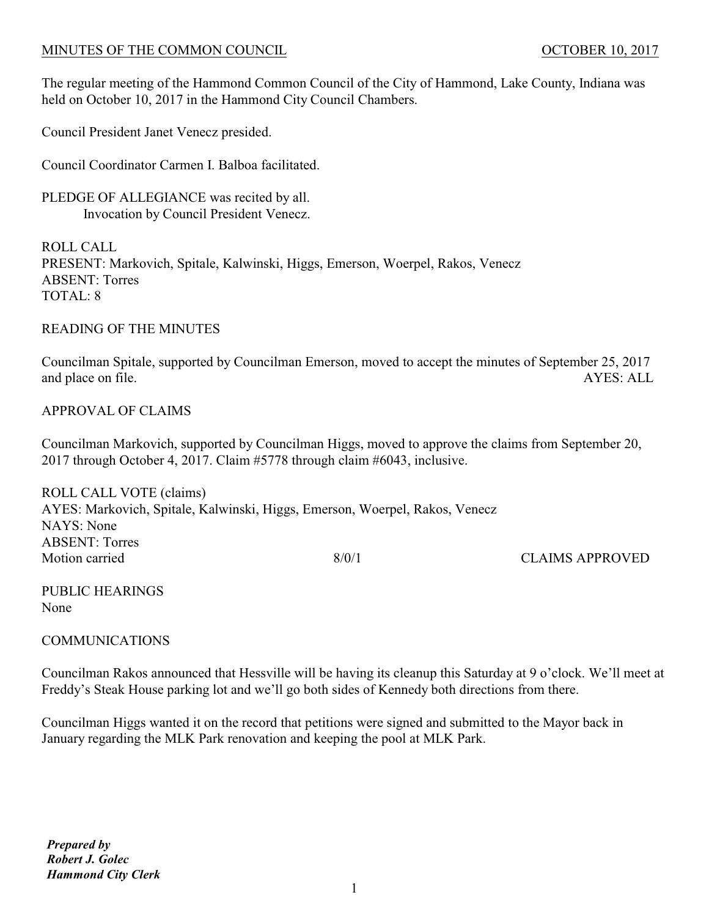MINUTES OF THE COMMON COUNCIL OCTOBER 10, 2017

The regular meeting of the Hammond Common Council of the City of Hammond, Lake County, Indiana was held on October 10, 2017 in the Hammond City Council Chambers.

Council President Janet Venecz presided.

Council Coordinator Carmen I. Balboa facilitated.

PLEDGE OF ALLEGIANCE was recited by all.
Invocation by Council President Venecz.

ROLL CALL
PRESENT: Markovich, Spitale, Kalwinski, Higgs, Emerson, Woerpel, Rakos, Venecz
ABSENT: Torres
TOTAL: 8

READING OF THE MINUTES

Councilman Spitale, supported by Councilman Emerson, moved to accept the minutes of September 25, 2017 and place on file. AYES: ALL

APPROVAL OF CLAIMS

Councilman Markovich, supported by Councilman Higgs, moved to approve the claims from September 20, 2017 through October 4, 2017. Claim #5778 through claim #6043, inclusive.

ROLL CALL VOTE (claims)
AYES: Markovich, Spitale, Kalwinski, Higgs, Emerson, Woerpel, Rakos, Venecz
NAYS: None
ABSENT: Torres
Motion carried 8/0/1 CLAIMS APPROVED

PUBLIC HEARINGS
None

COMMUNICATIONS

Councilman Rakos announced that Hessville will be having its cleanup this Saturday at 9 o'clock. We'll meet at Freddy's Steak House parking lot and we'll go both sides of Kennedy both directions from there.

Councilman Higgs wanted it on the record that petitions were signed and submitted to the Mayor back in January regarding the MLK Park renovation and keeping the pool at MLK Park.

***Prepared by***
***Robert J. Golec***
***Hammond City Clerk***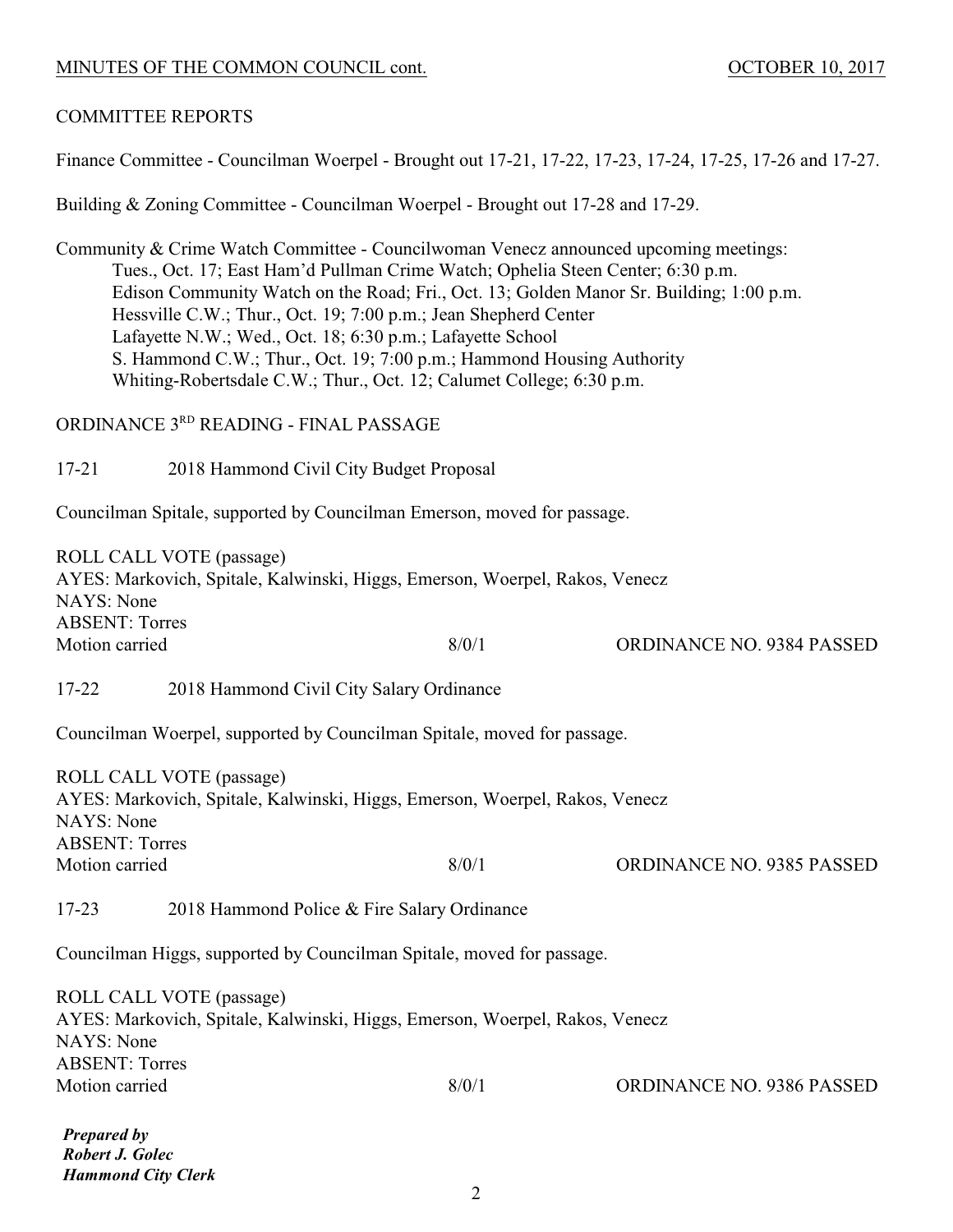## COMMITTEE REPORTS

Finance Committee - Councilman Woerpel - Brought out 17-21, 17-22, 17-23, 17-24, 17-25, 17-26 and 17-27.

Building & Zoning Committee - Councilman Woerpel - Brought out 17-28 and 17-29.

Community & Crime Watch Committee - Councilwoman Venecz announced upcoming meetings:

- Tues., Oct. 17; East Ham'd Pullman Crime Watch; Ophelia Steen Center; 6:30 p.m.
- Edison Community Watch on the Road; Fri., Oct. 13; Golden Manor Sr. Building; 1:00 p.m.
- Hessville C.W.; Thur., Oct. 19; 7:00 p.m.; Jean Shepherd Center
- Lafayette N.W.; Wed., Oct. 18; 6:30 p.m.; Lafayette School
- S. Hammond C.W.; Thur., Oct. 19; 7:00 p.m.; Hammond Housing Authority
- Whiting-Robertsdale C.W.; Thur., Oct. 12; Calumet College; 6:30 p.m.

## ORDINANCE 3RD READING - FINAL PASSAGE

17-21 2018 Hammond Civil City Budget Proposal

Councilman Spitale, supported by Councilman Emerson, moved for passage.

ROLL CALL VOTE (passage)
AYES: Markovich, Spitale, Kalwinski, Higgs, Emerson, Woerpel, Rakos, Venecz
NAYS: None
ABSENT: Torres
Motion carried 8/0/1 ORDINANCE NO. 9384 PASSED

17-22 2018 Hammond Civil City Salary Ordinance

Councilman Woerpel, supported by Councilman Spitale, moved for passage.

ROLL CALL VOTE (passage)
AYES: Markovich, Spitale, Kalwinski, Higgs, Emerson, Woerpel, Rakos, Venecz
NAYS: None
ABSENT: Torres
Motion carried 8/0/1 ORDINANCE NO. 9385 PASSED

17-23 2018 Hammond Police & Fire Salary Ordinance

Councilman Higgs, supported by Councilman Spitale, moved for passage.

ROLL CALL VOTE (passage)
AYES: Markovich, Spitale, Kalwinski, Higgs, Emerson, Woerpel, Rakos, Venecz
NAYS: None
ABSENT: Torres
Motion carried 8/0/1 ORDINANCE NO. 9386 PASSED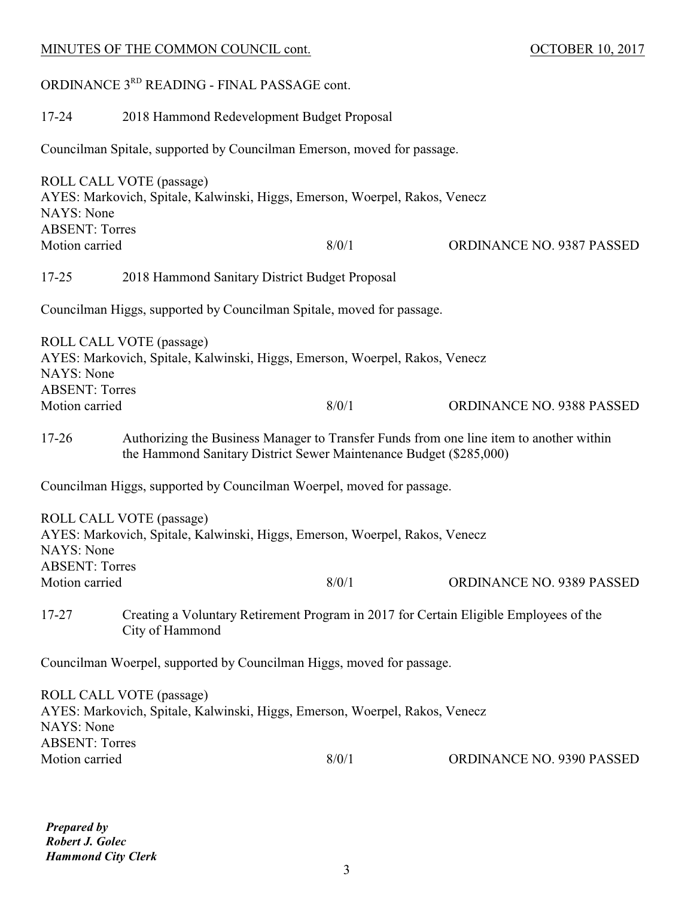ORDINANCE 3RD READING - FINAL PASSAGE cont.

17-24 2018 Hammond Redevelopment Budget Proposal

Councilman Spitale, supported by Councilman Emerson, moved for passage.

ROLL CALL VOTE (passage)
AYES: Markovich, Spitale, Kalwinski, Higgs, Emerson, Woerpel, Rakos, Venecz
NAYS: None
ABSENT: Torres
Motion carried 8/0/1 ORDINANCE NO. 9387 PASSED

17-25 2018 Hammond Sanitary District Budget Proposal

Councilman Higgs, supported by Councilman Spitale, moved for passage.

ROLL CALL VOTE (passage)
AYES: Markovich, Spitale, Kalwinski, Higgs, Emerson, Woerpel, Rakos, Venecz
NAYS: None
ABSENT: Torres
Motion carried 8/0/1 ORDINANCE NO. 9388 PASSED

17-26 Authorizing the Business Manager to Transfer Funds from one line item to another within the Hammond Sanitary District Sewer Maintenance Budget ($285,000)

Councilman Higgs, supported by Councilman Woerpel, moved for passage.

ROLL CALL VOTE (passage)
AYES: Markovich, Spitale, Kalwinski, Higgs, Emerson, Woerpel, Rakos, Venecz
NAYS: None
ABSENT: Torres
Motion carried 8/0/1 ORDINANCE NO. 9389 PASSED

17-27 Creating a Voluntary Retirement Program in 2017 for Certain Eligible Employees of the City of Hammond

Councilman Woerpel, supported by Councilman Higgs, moved for passage.

ROLL CALL VOTE (passage)
AYES: Markovich, Spitale, Kalwinski, Higgs, Emerson, Woerpel, Rakos, Venecz
NAYS: None
ABSENT: Torres
Motion carried 8/0/1 ORDINANCE NO. 9390 PASSED

***Prepared by***
***Robert J. Golec***
***Hammond City Clerk***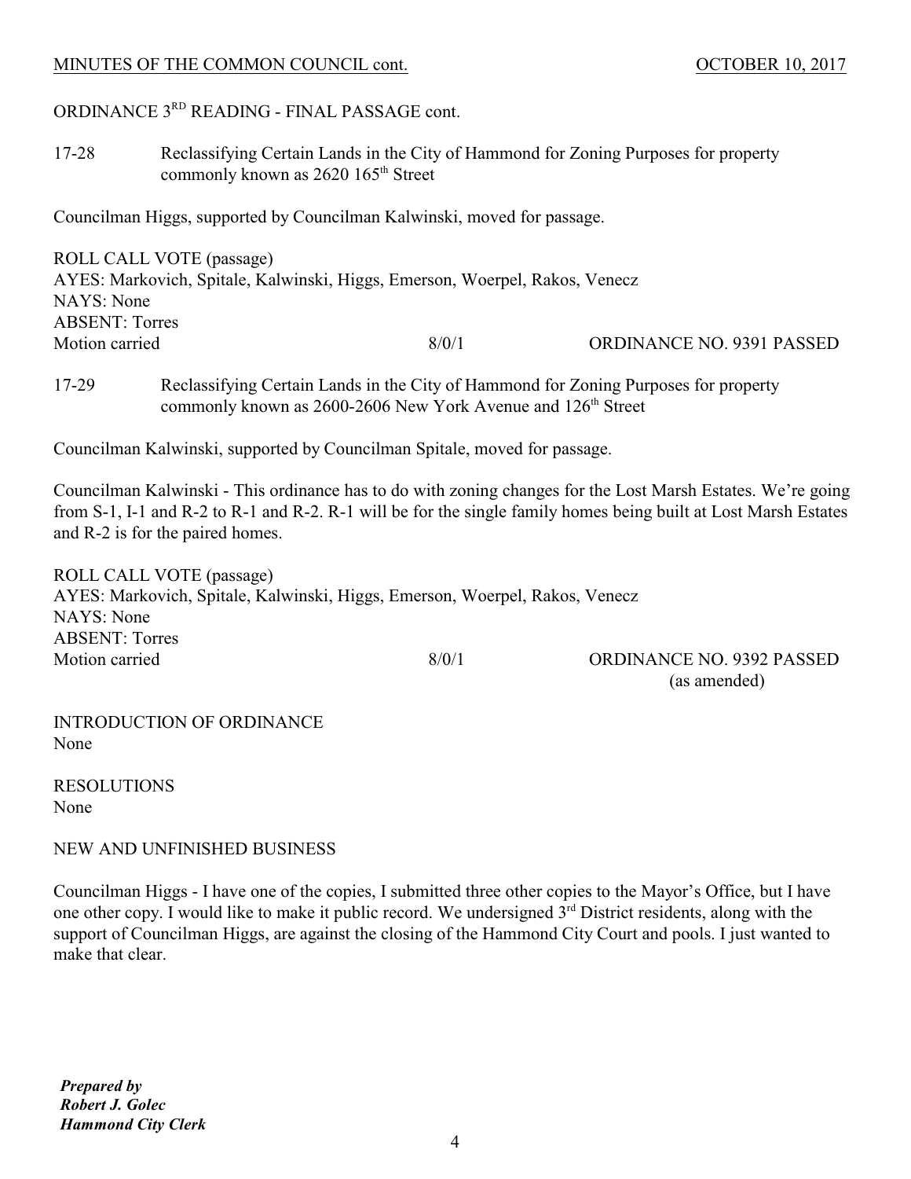ORDINANCE 3RD READING - FINAL PASSAGE cont.

17-28 Reclassifying Certain Lands in the City of Hammond for Zoning Purposes for property commonly known as 2620 165th Street

Councilman Higgs, supported by Councilman Kalwinski, moved for passage.

ROLL CALL VOTE (passage)
AYES: Markovich, Spitale, Kalwinski, Higgs, Emerson, Woerpel, Rakos, Venecz
NAYS: None
ABSENT: Torres
Motion carried 8/0/1 ORDINANCE NO. 9391 PASSED

17-29 Reclassifying Certain Lands in the City of Hammond for Zoning Purposes for property commonly known as 2600-2606 New York Avenue and 126th Street

Councilman Kalwinski, supported by Councilman Spitale, moved for passage.

Councilman Kalwinski - This ordinance has to do with zoning changes for the Lost Marsh Estates. We're going from S-1, I-1 and R-2 to R-1 and R-2. R-1 will be for the single family homes being built at Lost Marsh Estates and R-2 is for the paired homes.

ROLL CALL VOTE (passage)
AYES: Markovich, Spitale, Kalwinski, Higgs, Emerson, Woerpel, Rakos, Venecz
NAYS: None
ABSENT: Torres
Motion carried 8/0/1 ORDINANCE NO. 9392 PASSED (as amended)

INTRODUCTION OF ORDINANCE
None

RESOLUTIONS
None

NEW AND UNFINISHED BUSINESS

Councilman Higgs - I have one of the copies, I submitted three other copies to the Mayor's Office, but I have one other copy. I would like to make it public record. We undersigned 3rd District residents, along with the support of Councilman Higgs, are against the closing of the Hammond City Court and pools. I just wanted to make that clear.

***Prepared by***
***Robert J. Golec***
***Hammond City Clerk***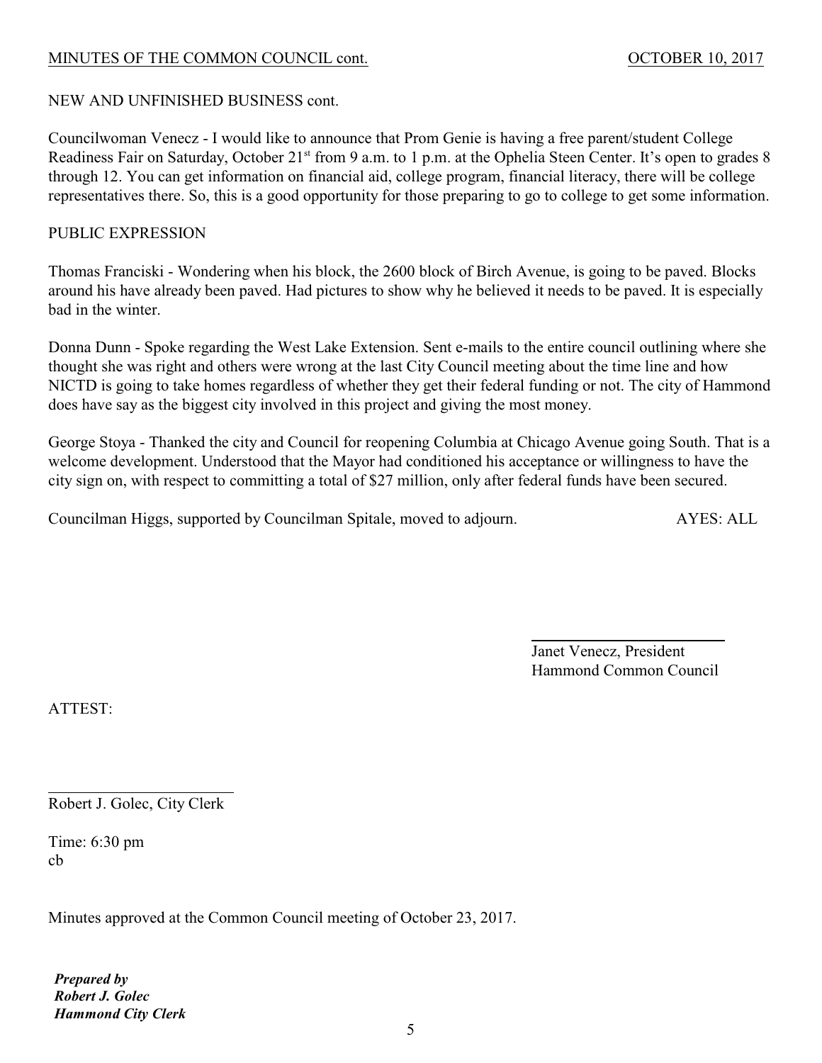NEW AND UNFINISHED BUSINESS cont.

Councilwoman Venecz - I would like to announce that Prom Genie is having a free parent/student College Readiness Fair on Saturday, October 21st from 9 a.m. to 1 p.m. at the Ophelia Steen Center. It's open to grades 8 through 12. You can get information on financial aid, college program, financial literacy, there will be college representatives there. So, this is a good opportunity for those preparing to go to college to get some information.

PUBLIC EXPRESSION

Thomas Franciski - Wondering when his block, the 2600 block of Birch Avenue, is going to be paved. Blocks around his have already been paved. Had pictures to show why he believed it needs to be paved. It is especially bad in the winter.

Donna Dunn - Spoke regarding the West Lake Extension. Sent e-mails to the entire council outlining where she thought she was right and others were wrong at the last City Council meeting about the time line and how NICTD is going to take homes regardless of whether they get their federal funding or not. The city of Hammond does have say as the biggest city involved in this project and giving the most money.

George Stoya - Thanked the city and Council for reopening Columbia at Chicago Avenue going South. That is a welcome development. Understood that the Mayor had conditioned his acceptance or willingness to have the city sign on, with respect to committing a total of $27 million, only after federal funds have been secured.

Councilman Higgs, supported by Councilman Spitale, moved to adjourn. AYES: ALL

Janet Venecz, President
Hammond Common Council

ATTEST:

Robert J. Golec, City Clerk

Time: 6:30 pm
cb

Minutes approved at the Common Council meeting of October 23, 2017.

***Prepared by***
***Robert J. Golec***
***Hammond City Clerk***